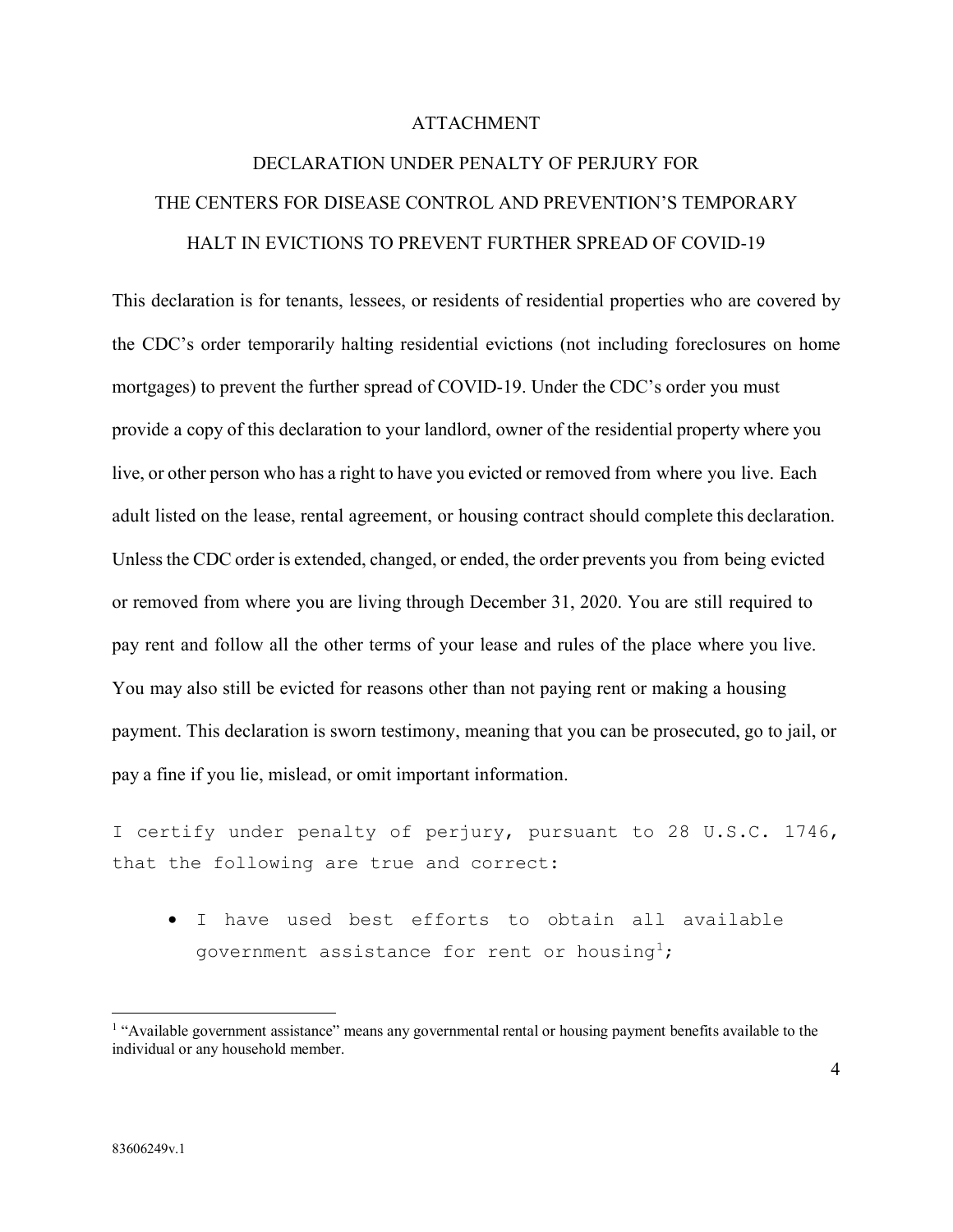# ATTACHMENT

## DECLARATION UNDER PENALTY OF PERJURY FOR THE CENTERS FOR DISEASE CONTROL AND PREVENTION'S TEMPORARY HALT IN EVICTIONS TO PREVENT FURTHER SPREAD OF COVID-19

This declaration is for tenants, lessees, or residents of residential properties who are covered by the CDC's order temporarily halting residential evictions (not including foreclosures on home mortgages) to prevent the further spread of COVID-19. Under the CDC's order you must provide a copy of this declaration to your landlord, owner of the residential property where you live, or other person who has a right to have you evicted or removed from where you live. Each adult listed on the lease, rental agreement, or housing contract should complete this declaration. Unless the CDC order is extended, changed, or ended, the order prevents you from being evicted or removed from where you are living through December 31, 2020. You are still required to pay rent and follow all the other terms of your lease and rules of the place where you live. You may also still be evicted for reasons other than not paying rent or making a housing payment. This declaration is sworn testimony, meaning that you can be prosecuted, go to jail, or pay a fine if you lie, mislead, or omit important information.

I certify under penalty of perjury, pursuant to 28 U.S.C. 1746, that the following are true and correct:

- I have used best efforts to obtain all available government assistance for rent or housing[1];

[1] "Available government assistance" means any governmental rental or housing payment benefits available to the individual or any household member.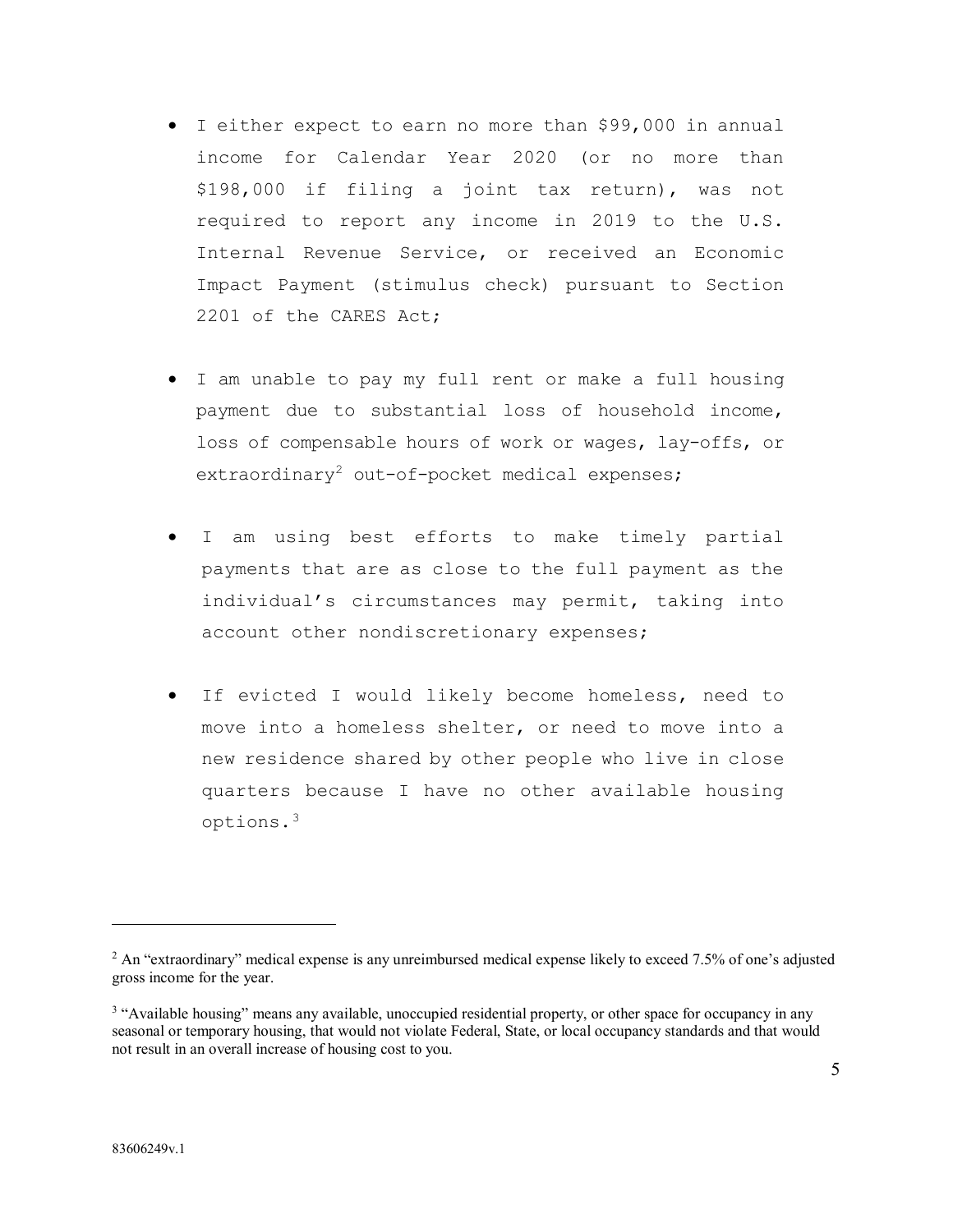- I either expect to earn no more than $99,000 in annual income for Calendar Year 2020 (or no more than $198,000 if filing a joint tax return), was not required to report any income in 2019 to the U.S. Internal Revenue Service, or received an Economic Impact Payment (stimulus check) pursuant to Section 2201 of the CARES Act;

- I am unable to pay my full rent or make a full housing payment due to substantial loss of household income, loss of compensable hours of work or wages, lay-offs, or extraordinary[2] out-of-pocket medical expenses;

- I am using best efforts to make timely partial payments that are as close to the full payment as the individual's circumstances may permit, taking into account other nondiscretionary expenses;

- If evicted I would likely become homeless, need to move into a homeless shelter, or need to move into a new residence shared by other people who live in close quarters because I have no other available housing options.[3]

---

[2] An "extraordinary" medical expense is any unreimbursed medical expense likely to exceed 7.5% of one's adjusted gross income for the year.

[3] "Available housing" means any available, unoccupied residential property, or other space for occupancy in any seasonal or temporary housing, that would not violate Federal, State, or local occupancy standards and that would not result in an overall increase of housing cost to you.

83606249v.1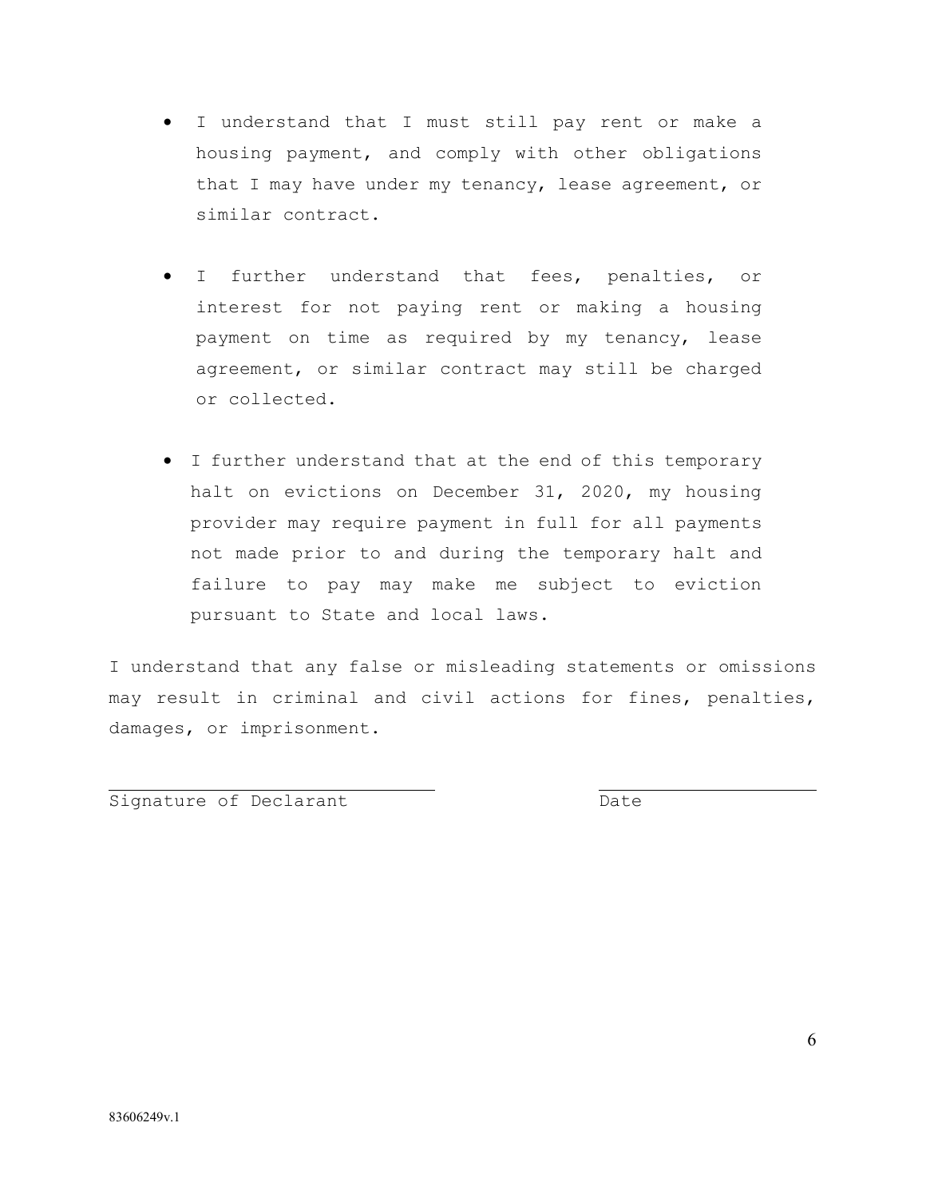- I understand that I must still pay rent or make a housing payment, and comply with other obligations that I may have under my tenancy, lease agreement, or similar contract.

- I further understand that fees, penalties, or interest for not paying rent or making a housing payment on time as required by my tenancy, lease agreement, or similar contract may still be charged or collected.

- I further understand that at the end of this temporary halt on evictions on December 31, 2020, my housing provider may require payment in full for all payments not made prior to and during the temporary halt and failure to pay may make me subject to eviction pursuant to State and local laws.

I understand that any false or misleading statements or omissions may result in criminal and civil actions for fines, penalties, damages, or imprisonment.

_______________________________ &nbsp;&nbsp;&nbsp;&nbsp;&nbsp;&nbsp;&nbsp;&nbsp; _____________________

Signature of Declarant &nbsp;&nbsp;&nbsp;&nbsp;&nbsp;&nbsp;&nbsp;&nbsp;&nbsp;&nbsp;&nbsp;&nbsp;&nbsp;&nbsp;&nbsp;&nbsp;&nbsp;&nbsp;&nbsp;&nbsp;&nbsp;&nbsp; Date

83606249v.1